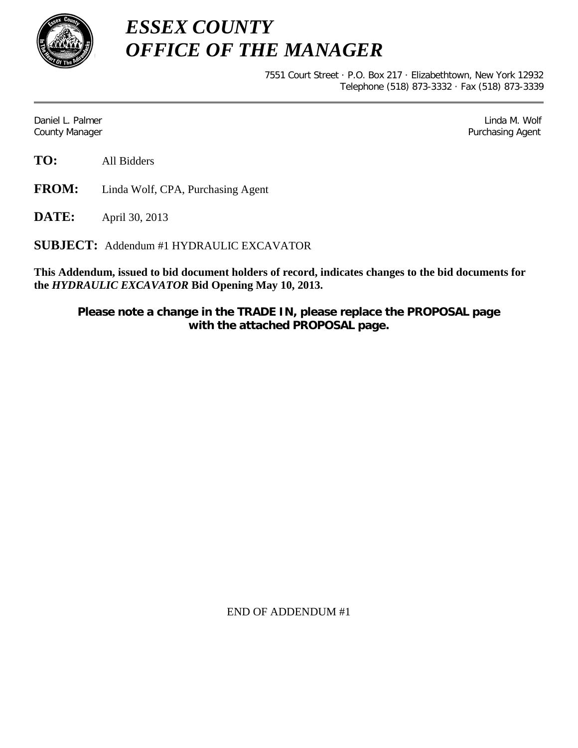# *ESSEX COUNTY*
# *OFFICE OF THE MANAGER*

7551 Court Street · P.O. Box 217 · Elizabethtown, New York 12932
Telephone (518) 873-3332 · Fax (518) 873-3339

---

Daniel L. Palmer
County Manager

Linda M. Wolf
Purchasing Agent

**TO:** All Bidders

**FROM:** Linda Wolf, CPA, Purchasing Agent

**DATE:** April 30, 2013

**SUBJECT:** Addendum #1 HYDRAULIC EXCAVATOR

**This Addendum, issued to bid document holders of record, indicates changes to the bid documents for the *HYDRAULIC EXCAVATOR* Bid Opening May 10, 2013.**

**Please note a change in the TRADE IN, please replace the PROPOSAL page with the attached PROPOSAL page.**

END OF ADDENDUM #1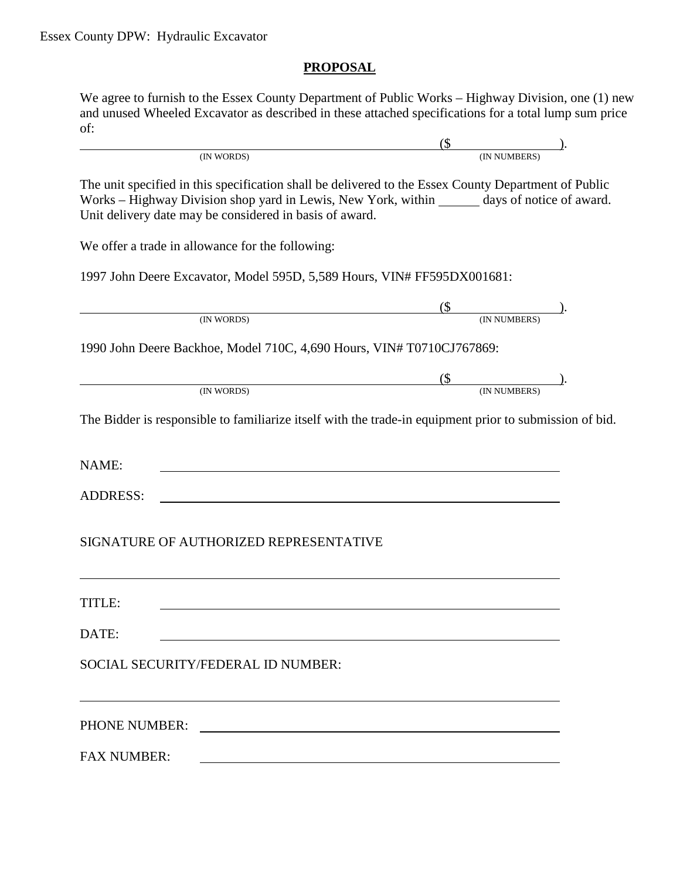## PROPOSAL

We agree to furnish to the Essex County Department of Public Works – Highway Division, one (1) new and unused Wheeled Excavator as described in these attached specifications for a total lump sum price of:

\_\_\_\_\_\_\_\_\_\_\_\_\_\_\_\_\_\_\_\_\_\_\_\_\_\_\_\_\_\_\_\_\_\_\_\_\_\_\_\_ ($\_\_\_\_\_\_\_\_\_\_\_\_\_\_\_\_).
(IN WORDS) (IN NUMBERS)

The unit specified in this specification shall be delivered to the Essex County Department of Public Works – Highway Division shop yard in Lewis, New York, within \_\_\_\_\_\_ days of notice of award. Unit delivery date may be considered in basis of award.

We offer a trade in allowance for the following:

1997 John Deere Excavator, Model 595D, 5,589 Hours, VIN# FF595DX001681:

\_\_\_\_\_\_\_\_\_\_\_\_\_\_\_\_\_\_\_\_\_\_\_\_\_\_\_\_\_\_\_\_\_\_\_\_\_\_\_\_ ($\_\_\_\_\_\_\_\_\_\_\_\_\_\_\_\_).
(IN WORDS) (IN NUMBERS)

1990 John Deere Backhoe, Model 710C, 4,690 Hours, VIN# T0710CJ767869:

\_\_\_\_\_\_\_\_\_\_\_\_\_\_\_\_\_\_\_\_\_\_\_\_\_\_\_\_\_\_\_\_\_\_\_\_\_\_\_\_ ($\_\_\_\_\_\_\_\_\_\_\_\_\_\_\_\_).
(IN WORDS) (IN NUMBERS)

The Bidder is responsible to familiarize itself with the trade-in equipment prior to submission of bid.

NAME: \_\_\_\_\_\_\_\_\_\_\_\_\_\_\_\_\_\_\_\_\_\_\_\_\_\_\_\_\_\_\_\_\_\_\_\_\_\_\_\_

ADDRESS: \_\_\_\_\_\_\_\_\_\_\_\_\_\_\_\_\_\_\_\_\_\_\_\_\_\_\_\_\_\_\_\_\_\_\_\_\_\_\_\_

SIGNATURE OF AUTHORIZED REPRESENTATIVE

\_\_\_\_\_\_\_\_\_\_\_\_\_\_\_\_\_\_\_\_\_\_\_\_\_\_\_\_\_\_\_\_\_\_\_\_\_\_\_\_

TITLE: \_\_\_\_\_\_\_\_\_\_\_\_\_\_\_\_\_\_\_\_\_\_\_\_\_\_\_\_\_\_\_\_\_\_\_\_\_\_\_\_

DATE: \_\_\_\_\_\_\_\_\_\_\_\_\_\_\_\_\_\_\_\_\_\_\_\_\_\_\_\_\_\_\_\_\_\_\_\_\_\_\_\_

SOCIAL SECURITY/FEDERAL ID NUMBER:

\_\_\_\_\_\_\_\_\_\_\_\_\_\_\_\_\_\_\_\_\_\_\_\_\_\_\_\_\_\_\_\_\_\_\_\_\_\_\_\_

PHONE NUMBER: \_\_\_\_\_\_\_\_\_\_\_\_\_\_\_\_\_\_\_\_\_\_\_\_\_\_\_\_\_\_\_\_\_\_\_\_\_\_\_\_

FAX NUMBER: \_\_\_\_\_\_\_\_\_\_\_\_\_\_\_\_\_\_\_\_\_\_\_\_\_\_\_\_\_\_\_\_\_\_\_\_\_\_\_\_